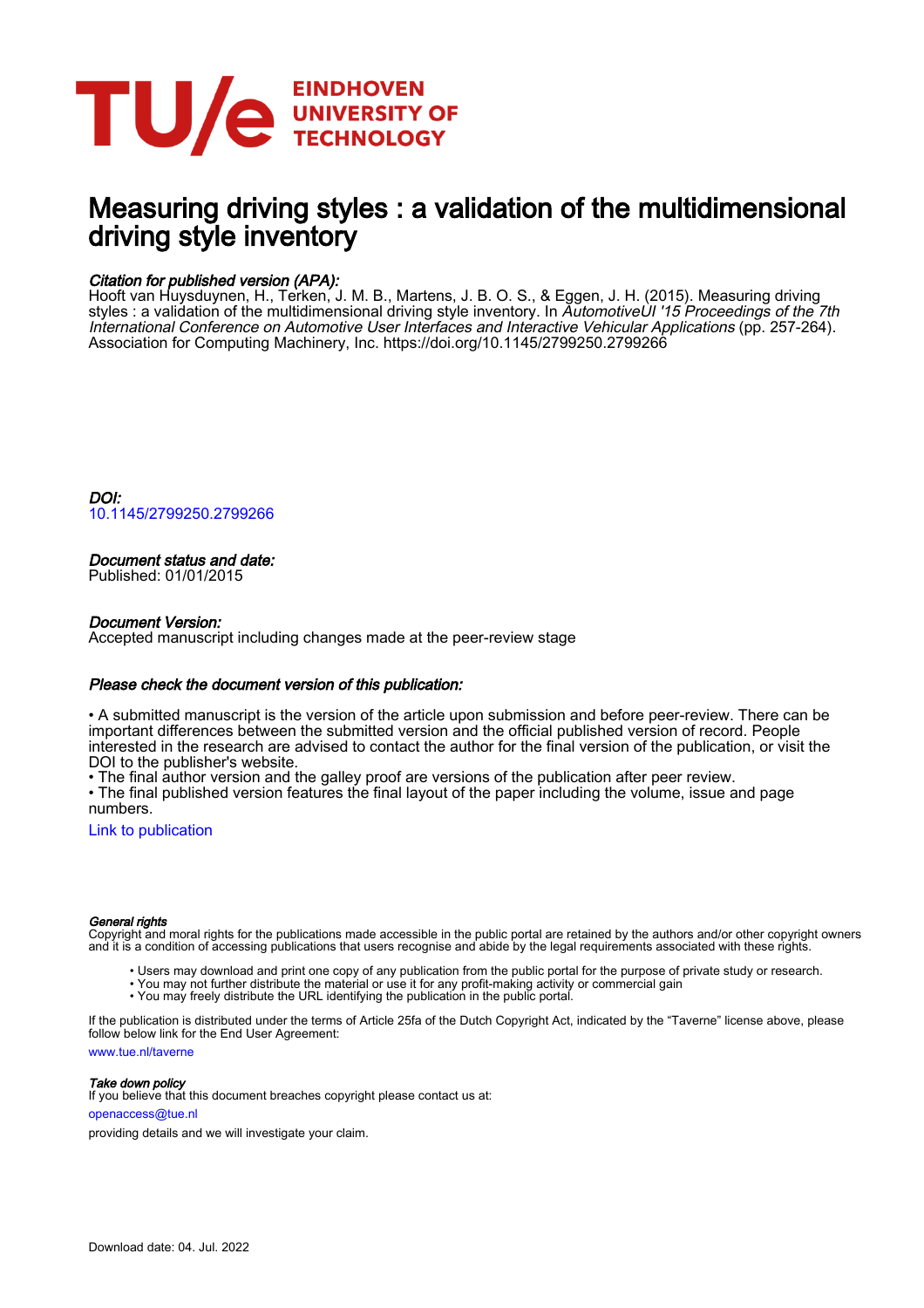# Measuring driving styles : a validation of the multidimensional driving style inventory

### *Citation for published version (APA):*

Hooft van Huysduynen, H., Terken, J. M. B., Martens, J. B. O. S., & Eggen, J. H. (2015). Measuring driving styles : a validation of the multidimensional driving style inventory. In *AutomotiveUI '15 Proceedings of the 7th International Conference on Automotive User Interfaces and Interactive Vehicular Applications* (pp. 257-264). Association for Computing Machinery, Inc. https://doi.org/10.1145/2799250.2799266

### *DOI:*

10.1145/2799250.2799266

### *Document status and date:*

Published: 01/01/2015

### *Document Version:*

Accepted manuscript including changes made at the peer-review stage

### *Please check the document version of this publication:*

• A submitted manuscript is the version of the article upon submission and before peer-review. There can be important differences between the submitted version and the official published version of record. People interested in the research are advised to contact the author for the final version of the publication, or visit the DOI to the publisher's website.
• The final author version and the galley proof are versions of the publication after peer review.
• The final published version features the final layout of the paper including the volume, issue and page numbers.

Link to publication

#### *General rights*

Copyright and moral rights for the publications made accessible in the public portal are retained by the authors and/or other copyright owners and it is a condition of accessing publications that users recognise and abide by the legal requirements associated with these rights.

• Users may download and print one copy of any publication from the public portal for the purpose of private study or research.
• You may not further distribute the material or use it for any profit-making activity or commercial gain
• You may freely distribute the URL identifying the publication in the public portal.

If the publication is distributed under the terms of Article 25fa of the Dutch Copyright Act, indicated by the "Taverne" license above, please follow below link for the End User Agreement:

www.tue.nl/taverne

#### *Take down policy*

If you believe that this document breaches copyright please contact us at:

openaccess@tue.nl

providing details and we will investigate your claim.

Download date: 04. Jul. 2022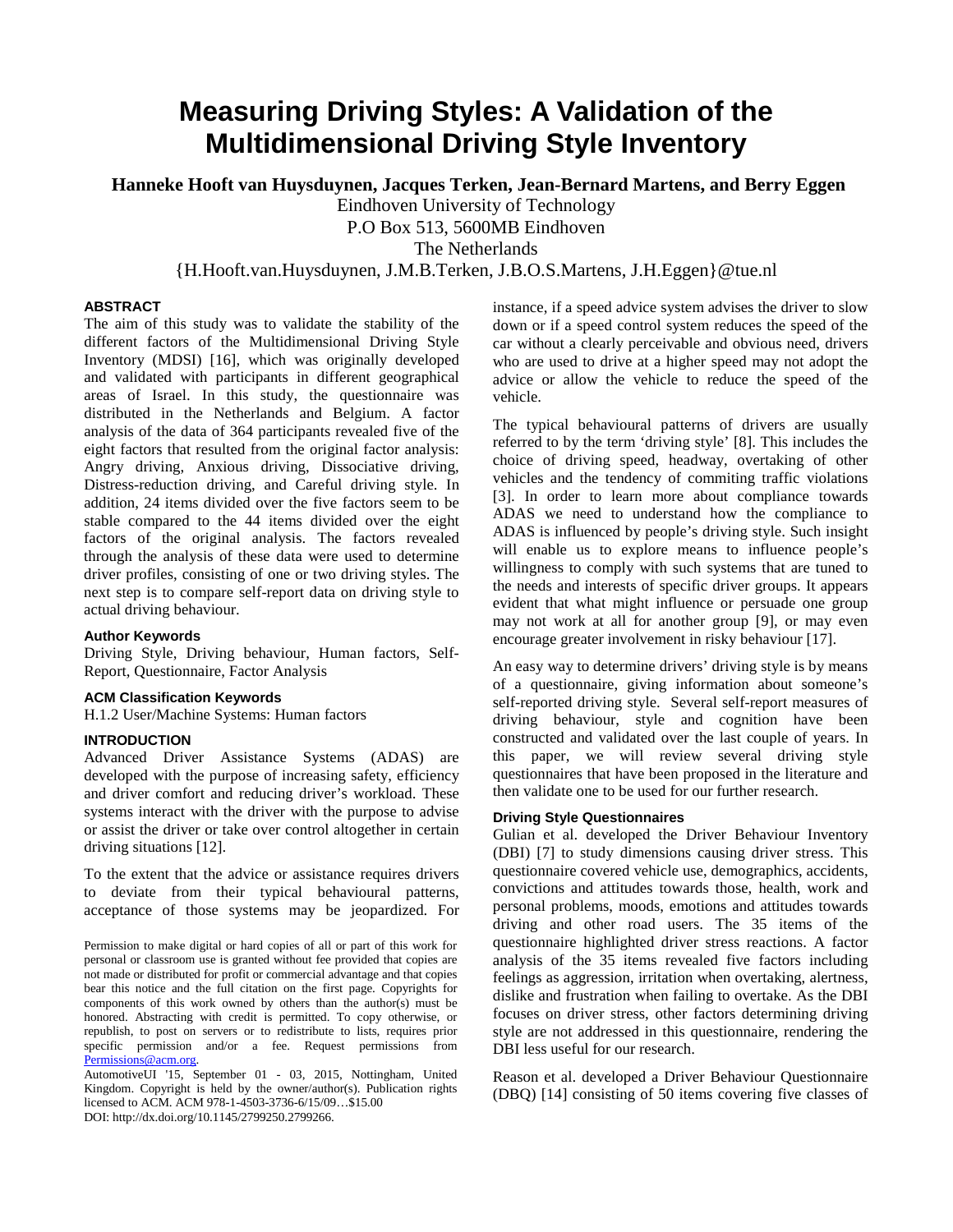# Measuring Driving Styles: A Validation of the Multidimensional Driving Style Inventory

**Hanneke Hooft van Huysduynen, Jacques Terken, Jean-Bernard Martens, and Berry Eggen**

Eindhoven University of Technology
P.O Box 513, 5600MB Eindhoven
The Netherlands
{H.Hooft.van.Huysduynen, J.M.B.Terken, J.B.O.S.Martens, J.H.Eggen}@tue.nl

## ABSTRACT

The aim of this study was to validate the stability of the different factors of the Multidimensional Driving Style Inventory (MDSI) [16], which was originally developed and validated with participants in different geographical areas of Israel. In this study, the questionnaire was distributed in the Netherlands and Belgium. A factor analysis of the data of 364 participants revealed five of the eight factors that resulted from the original factor analysis: Angry driving, Anxious driving, Dissociative driving, Distress-reduction driving, and Careful driving style. In addition, 24 items divided over the five factors seem to be stable compared to the 44 items divided over the eight factors of the original analysis. The factors revealed through the analysis of these data were used to determine driver profiles, consisting of one or two driving styles. The next step is to compare self-report data on driving style to actual driving behaviour.

### Author Keywords

Driving Style, Driving behaviour, Human factors, Self-Report, Questionnaire, Factor Analysis

### ACM Classification Keywords

H.1.2 User/Machine Systems: Human factors

## INTRODUCTION

Advanced Driver Assistance Systems (ADAS) are developed with the purpose of increasing safety, efficiency and driver comfort and reducing driver's workload. These systems interact with the driver with the purpose to advise or assist the driver or take over control altogether in certain driving situations [12].

To the extent that the advice or assistance requires drivers to deviate from their typical behavioural patterns, acceptance of those systems may be jeopardized. For instance, if a speed advice system advises the driver to slow down or if a speed control system reduces the speed of the car without a clearly perceivable and obvious need, drivers who are used to drive at a higher speed may not adopt the advice or allow the vehicle to reduce the speed of the vehicle.

The typical behavioural patterns of drivers are usually referred to by the term 'driving style' [8]. This includes the choice of driving speed, headway, overtaking of other vehicles and the tendency of commiting traffic violations [3]. In order to learn more about compliance towards ADAS we need to understand how the compliance to ADAS is influenced by people's driving style. Such insight will enable us to explore means to influence people's willingness to comply with such systems that are tuned to the needs and interests of specific driver groups. It appears evident that what might influence or persuade one group may not work at all for another group [9], or may even encourage greater involvement in risky behaviour [17].

An easy way to determine drivers' driving style is by means of a questionnaire, giving information about someone's self-reported driving style. Several self-report measures of driving behaviour, style and cognition have been constructed and validated over the last couple of years. In this paper, we will review several driving style questionnaires that have been proposed in the literature and then validate one to be used for our further research.

### Driving Style Questionnaires

Gulian et al. developed the Driver Behaviour Inventory (DBI) [7] to study dimensions causing driver stress. This questionnaire covered vehicle use, demographics, accidents, convictions and attitudes towards those, health, work and personal problems, moods, emotions and attitudes towards driving and other road users. The 35 items of the questionnaire highlighted driver stress reactions. A factor analysis of the 35 items revealed five factors including feelings as aggression, irritation when overtaking, alertness, dislike and frustration when failing to overtake. As the DBI focuses on driver stress, other factors determining driving style are not addressed in this questionnaire, rendering the DBI less useful for our research.

Reason et al. developed a Driver Behaviour Questionnaire (DBQ) [14] consisting of 50 items covering five classes of

Permission to make digital or hard copies of all or part of this work for personal or classroom use is granted without fee provided that copies are not made or distributed for profit or commercial advantage and that copies bear this notice and the full citation on the first page. Copyrights for components of this work owned by others than the author(s) must be honored. Abstracting with credit is permitted. To copy otherwise, or republish, to post on servers or to redistribute to lists, requires prior specific permission and/or a fee. Request permissions from Permissions@acm.org.

AutomotiveUI '15, September 01 - 03, 2015, Nottingham, United Kingdom. Copyright is held by the owner/author(s). Publication rights licensed to ACM. ACM 978-1-4503-3736-6/15/09…$15.00
DOI: http://dx.doi.org/10.1145/2799250.2799266.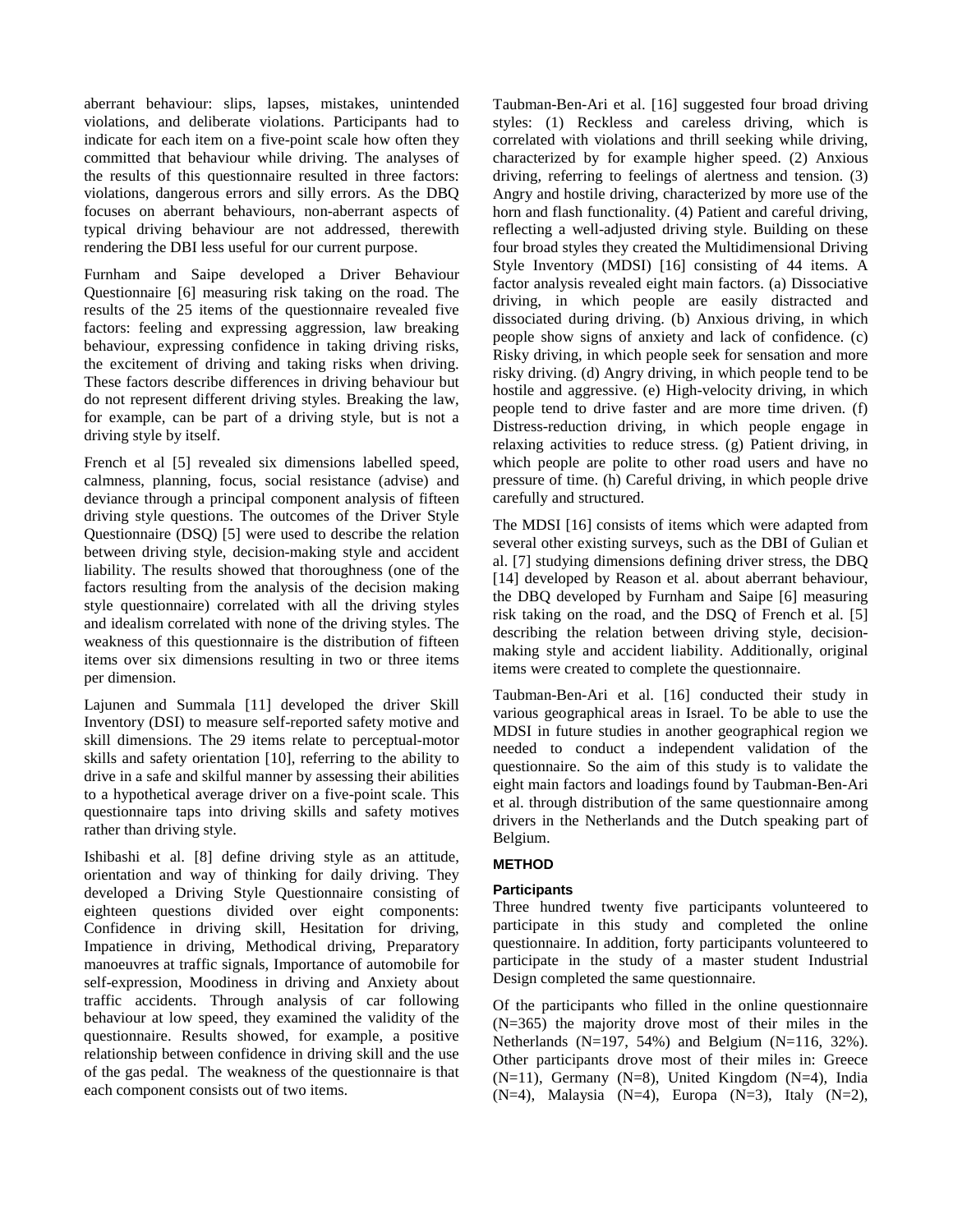aberrant behaviour: slips, lapses, mistakes, unintended violations, and deliberate violations. Participants had to indicate for each item on a five-point scale how often they committed that behaviour while driving. The analyses of the results of this questionnaire resulted in three factors: violations, dangerous errors and silly errors. As the DBQ focuses on aberrant behaviours, non-aberrant aspects of typical driving behaviour are not addressed, therewith rendering the DBI less useful for our current purpose.

Furnham and Saipe developed a Driver Behaviour Questionnaire [6] measuring risk taking on the road. The results of the 25 items of the questionnaire revealed five factors: feeling and expressing aggression, law breaking behaviour, expressing confidence in taking driving risks, the excitement of driving and taking risks when driving. These factors describe differences in driving behaviour but do not represent different driving styles. Breaking the law, for example, can be part of a driving style, but is not a driving style by itself.

French et al [5] revealed six dimensions labelled speed, calmness, planning, focus, social resistance (advise) and deviance through a principal component analysis of fifteen driving style questions. The outcomes of the Driver Style Questionnaire (DSQ) [5] were used to describe the relation between driving style, decision-making style and accident liability. The results showed that thoroughness (one of the factors resulting from the analysis of the decision making style questionnaire) correlated with all the driving styles and idealism correlated with none of the driving styles. The weakness of this questionnaire is the distribution of fifteen items over six dimensions resulting in two or three items per dimension.

Lajunen and Summala [11] developed the driver Skill Inventory (DSI) to measure self-reported safety motive and skill dimensions. The 29 items relate to perceptual-motor skills and safety orientation [10], referring to the ability to drive in a safe and skilful manner by assessing their abilities to a hypothetical average driver on a five-point scale. This questionnaire taps into driving skills and safety motives rather than driving style.

Ishibashi et al. [8] define driving style as an attitude, orientation and way of thinking for daily driving. They developed a Driving Style Questionnaire consisting of eighteen questions divided over eight components: Confidence in driving skill, Hesitation for driving, Impatience in driving, Methodical driving, Preparatory manoeuvres at traffic signals, Importance of automobile for self-expression, Moodiness in driving and Anxiety about traffic accidents. Through analysis of car following behaviour at low speed, they examined the validity of the questionnaire. Results showed, for example, a positive relationship between confidence in driving skill and the use of the gas pedal. The weakness of the questionnaire is that each component consists out of two items.

Taubman-Ben-Ari et al. [16] suggested four broad driving styles: (1) Reckless and careless driving, which is correlated with violations and thrill seeking while driving, characterized by for example higher speed. (2) Anxious driving, referring to feelings of alertness and tension. (3) Angry and hostile driving, characterized by more use of the horn and flash functionality. (4) Patient and careful driving, reflecting a well-adjusted driving style. Building on these four broad styles they created the Multidimensional Driving Style Inventory (MDSI) [16] consisting of 44 items. A factor analysis revealed eight main factors. (a) Dissociative driving, in which people are easily distracted and dissociated during driving. (b) Anxious driving, in which people show signs of anxiety and lack of confidence. (c) Risky driving, in which people seek for sensation and more risky driving. (d) Angry driving, in which people tend to be hostile and aggressive. (e) High-velocity driving, in which people tend to drive faster and are more time driven. (f) Distress-reduction driving, in which people engage in relaxing activities to reduce stress. (g) Patient driving, in which people are polite to other road users and have no pressure of time. (h) Careful driving, in which people drive carefully and structured.

The MDSI [16] consists of items which were adapted from several other existing surveys, such as the DBI of Gulian et al. [7] studying dimensions defining driver stress, the DBQ [14] developed by Reason et al. about aberrant behaviour, the DBQ developed by Furnham and Saipe [6] measuring risk taking on the road, and the DSQ of French et al. [5] describing the relation between driving style, decision-making style and accident liability. Additionally, original items were created to complete the questionnaire.

Taubman-Ben-Ari et al. [16] conducted their study in various geographical areas in Israel. To be able to use the MDSI in future studies in another geographical region we needed to conduct a independent validation of the questionnaire. So the aim of this study is to validate the eight main factors and loadings found by Taubman-Ben-Ari et al. through distribution of the same questionnaire among drivers in the Netherlands and the Dutch speaking part of Belgium.

## METHOD

### Participants

Three hundred twenty five participants volunteered to participate in this study and completed the online questionnaire. In addition, forty participants volunteered to participate in the study of a master student Industrial Design completed the same questionnaire.

Of the participants who filled in the online questionnaire (N=365) the majority drove most of their miles in the Netherlands (N=197, 54%) and Belgium (N=116, 32%). Other participants drove most of their miles in: Greece (N=11), Germany (N=8), United Kingdom (N=4), India (N=4), Malaysia (N=4), Europa (N=3), Italy (N=2),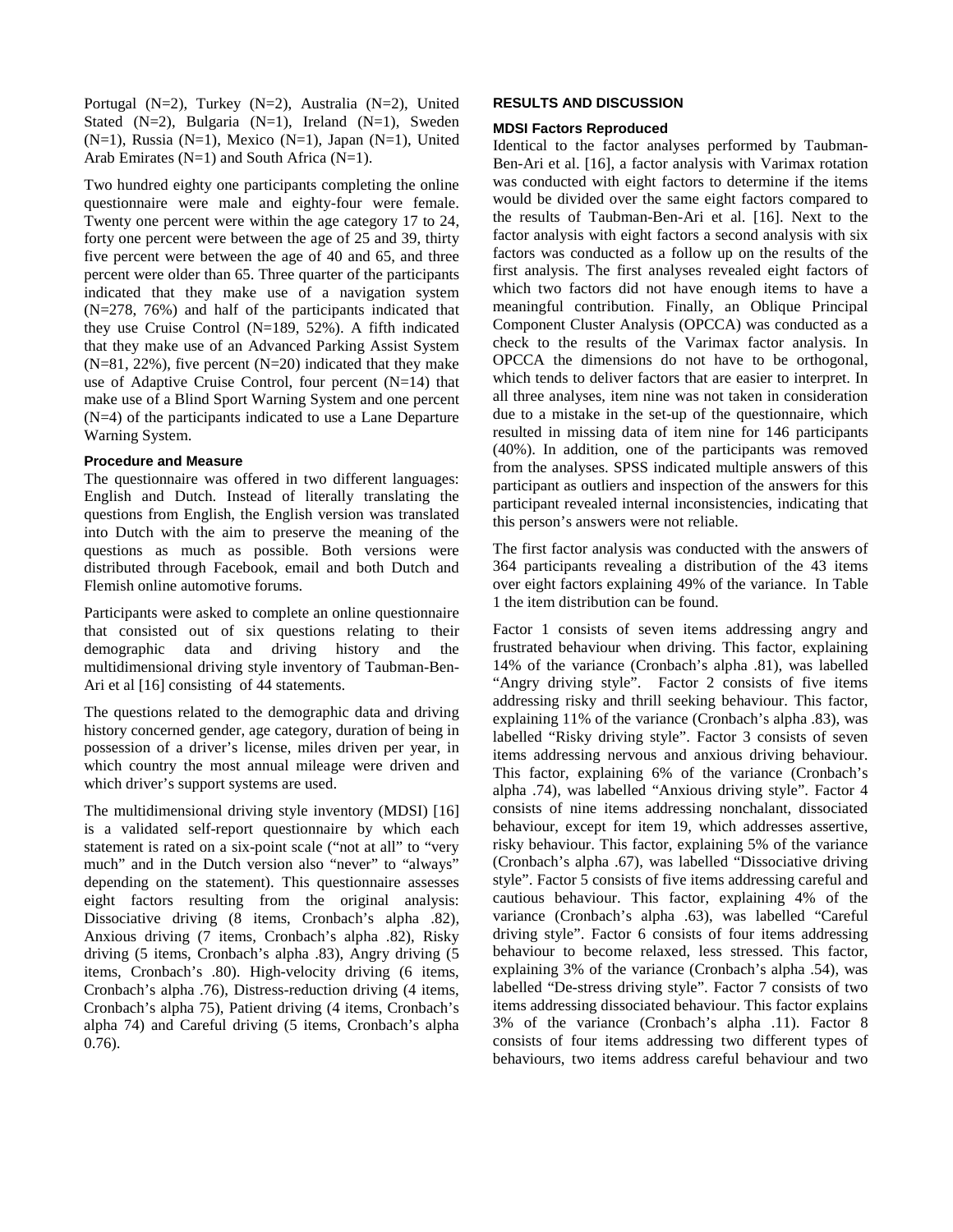Portugal (N=2), Turkey (N=2), Australia (N=2), United Stated (N=2), Bulgaria (N=1), Ireland (N=1), Sweden (N=1), Russia (N=1), Mexico (N=1), Japan (N=1), United Arab Emirates (N=1) and South Africa (N=1).

Two hundred eighty one participants completing the online questionnaire were male and eighty-four were female. Twenty one percent were within the age category 17 to 24, forty one percent were between the age of 25 and 39, thirty five percent were between the age of 40 and 65, and three percent were older than 65. Three quarter of the participants indicated that they make use of a navigation system (N=278, 76%) and half of the participants indicated that they use Cruise Control (N=189, 52%). A fifth indicated that they make use of an Advanced Parking Assist System (N=81, 22%), five percent (N=20) indicated that they make use of Adaptive Cruise Control, four percent (N=14) that make use of a Blind Sport Warning System and one percent (N=4) of the participants indicated to use a Lane Departure Warning System.

### Procedure and Measure

The questionnaire was offered in two different languages: English and Dutch. Instead of literally translating the questions from English, the English version was translated into Dutch with the aim to preserve the meaning of the questions as much as possible. Both versions were distributed through Facebook, email and both Dutch and Flemish online automotive forums.

Participants were asked to complete an online questionnaire that consisted out of six questions relating to their demographic data and driving history and the multidimensional driving style inventory of Taubman-Ben-Ari et al [16] consisting of 44 statements.

The questions related to the demographic data and driving history concerned gender, age category, duration of being in possession of a driver's license, miles driven per year, in which country the most annual mileage were driven and which driver's support systems are used.

The multidimensional driving style inventory (MDSI) [16] is a validated self-report questionnaire by which each statement is rated on a six-point scale ("not at all" to "very much" and in the Dutch version also "never" to "always" depending on the statement). This questionnaire assesses eight factors resulting from the original analysis: Dissociative driving (8 items, Cronbach's alpha .82), Anxious driving (7 items, Cronbach's alpha .82), Risky driving (5 items, Cronbach's alpha .83), Angry driving (5 items, Cronbach's .80). High-velocity driving (6 items, Cronbach's alpha .76), Distress-reduction driving (4 items, Cronbach's alpha 75), Patient driving (4 items, Cronbach's alpha 74) and Careful driving (5 items, Cronbach's alpha 0.76).

## RESULTS AND DISCUSSION

### MDSI Factors Reproduced

Identical to the factor analyses performed by Taubman-Ben-Ari et al. [16], a factor analysis with Varimax rotation was conducted with eight factors to determine if the items would be divided over the same eight factors compared to the results of Taubman-Ben-Ari et al. [16]. Next to the factor analysis with eight factors a second analysis with six factors was conducted as a follow up on the results of the first analysis. The first analyses revealed eight factors of which two factors did not have enough items to have a meaningful contribution. Finally, an Oblique Principal Component Cluster Analysis (OPCCA) was conducted as a check to the results of the Varimax factor analysis. In OPCCA the dimensions do not have to be orthogonal, which tends to deliver factors that are easier to interpret. In all three analyses, item nine was not taken in consideration due to a mistake in the set-up of the questionnaire, which resulted in missing data of item nine for 146 participants (40%). In addition, one of the participants was removed from the analyses. SPSS indicated multiple answers of this participant as outliers and inspection of the answers for this participant revealed internal inconsistencies, indicating that this person's answers were not reliable.

The first factor analysis was conducted with the answers of 364 participants revealing a distribution of the 43 items over eight factors explaining 49% of the variance. In Table 1 the item distribution can be found.

Factor 1 consists of seven items addressing angry and frustrated behaviour when driving. This factor, explaining 14% of the variance (Cronbach's alpha .81), was labelled "Angry driving style". Factor 2 consists of five items addressing risky and thrill seeking behaviour. This factor, explaining 11% of the variance (Cronbach's alpha .83), was labelled "Risky driving style". Factor 3 consists of seven items addressing nervous and anxious driving behaviour. This factor, explaining 6% of the variance (Cronbach's alpha .74), was labelled "Anxious driving style". Factor 4 consists of nine items addressing nonchalant, dissociated behaviour, except for item 19, which addresses assertive, risky behaviour. This factor, explaining 5% of the variance (Cronbach's alpha .67), was labelled "Dissociative driving style". Factor 5 consists of five items addressing careful and cautious behaviour. This factor, explaining 4% of the variance (Cronbach's alpha .63), was labelled "Careful driving style". Factor 6 consists of four items addressing behaviour to become relaxed, less stressed. This factor, explaining 3% of the variance (Cronbach's alpha .54), was labelled "De-stress driving style". Factor 7 consists of two items addressing dissociated behaviour. This factor explains 3% of the variance (Cronbach's alpha .11). Factor 8 consists of four items addressing two different types of behaviours, two items address careful behaviour and two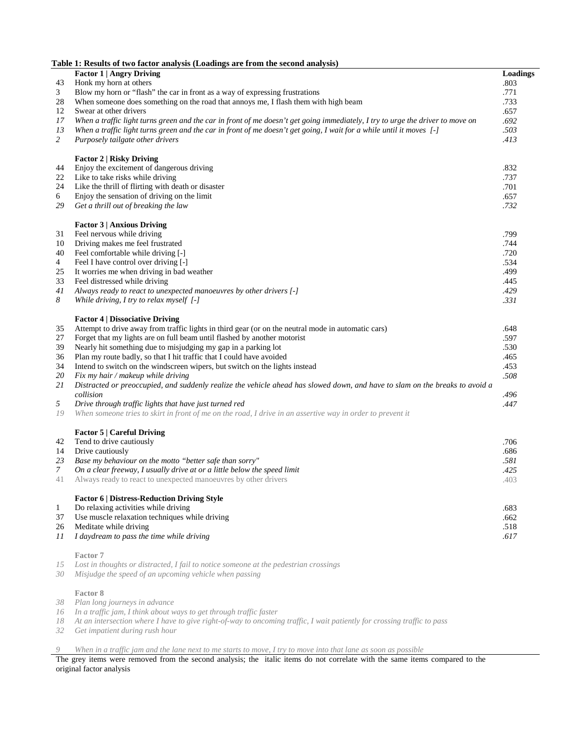**Table 1: Results of two factor analysis (Loadings are from the second analysis)**

| | | Loadings |
|---|---|---|
| | **Factor 1 \| Angry Driving** | |
| 43 | Honk my horn at others | .803 |
| 3 | Blow my horn or "flash" the car in front as a way of expressing frustrations | .771 |
| 28 | When someone does something on the road that annoys me, I flash them with high beam | .733 |
| 12 | Swear at other drivers | .657 |
| *17* | *When a traffic light turns green and the car in front of me doesn't get going immediately, I try to urge the driver to move on* | *.692* |
| *13* | *When a traffic light turns green and the car in front of me doesn't get going, I wait for a while until it moves [-]* | *.503* |
| *2* | *Purposely tailgate other drivers* | *.413* |
| | **Factor 2 \| Risky Driving** | |
| 44 | Enjoy the excitement of dangerous driving | .832 |
| 22 | Like to take risks while driving | .737 |
| 24 | Like the thrill of flirting with death or disaster | .701 |
| 6 | Enjoy the sensation of driving on the limit | .657 |
| *29* | *Get a thrill out of breaking the law* | *.732* |
| | **Factor 3 \| Anxious Driving** | |
| 31 | Feel nervous while driving | .799 |
| 10 | Driving makes me feel frustrated | .744 |
| 40 | Feel comfortable while driving [-] | .720 |
| 4 | Feel I have control over driving [-] | .534 |
| 25 | It worries me when driving in bad weather | .499 |
| 33 | Feel distressed while driving | .445 |
| *41* | *Always ready to react to unexpected manoeuvres by other drivers [-]* | *.429* |
| *8* | *While driving, I try to relax myself [-]* | *.331* |
| | **Factor 4 \| Dissociative Driving** | |
| 35 | Attempt to drive away from traffic lights in third gear (or on the neutral mode in automatic cars) | .648 |
| 27 | Forget that my lights are on full beam until flashed by another motorist | .597 |
| 39 | Nearly hit something due to misjudging my gap in a parking lot | .530 |
| 36 | Plan my route badly, so that I hit traffic that I could have avoided | .465 |
| 34 | Intend to switch on the windscreen wipers, but switch on the lights instead | .453 |
| *20* | *Fix my hair / makeup while driving* | *.508* |
| *21* | *Distracted or preoccupied, and suddenly realize the vehicle ahead has slowed down, and have to slam on the breaks to avoid a collision* | *.496* |
| *5* | *Drive through traffic lights that have just turned red* | *.447* |
| *19* | *When someone tries to skirt in front of me on the road, I drive in an assertive way in order to prevent it* | |
| | **Factor 5 \| Careful Driving** | |
| 42 | Tend to drive cautiously | .706 |
| 14 | Drive cautiously | .686 |
| *23* | *Base my behaviour on the motto "better safe than sorry"* | *.581* |
| *7* | *On a clear freeway, I usually drive at or a little below the speed limit* | *.425* |
| 41 | Always ready to react to unexpected manoeuvres by other drivers | .403 |
| | **Factor 6 \| Distress-Reduction Driving Style** | |
| 1 | Do relaxing activities while driving | .683 |
| 37 | Use muscle relaxation techniques while driving | .662 |
| 26 | Meditate while driving | .518 |
| *11* | *I daydream to pass the time while driving* | *.617* |
| | **Factor 7** | |
| *15* | *Lost in thoughts or distracted, I fail to notice someone at the pedestrian crossings* | |
| *30* | *Misjudge the speed of an upcoming vehicle when passing* | |
| | **Factor 8** | |
| *38* | *Plan long journeys in advance* | |
| *16* | *In a traffic jam, I think about ways to get through traffic faster* | |
| *18* | *At an intersection where I have to give right-of-way to oncoming traffic, I wait patiently for crossing traffic to pass* | |
| *32* | *Get impatient during rush hour* | |
| *9* | *When in a traffic jam and the lane next to me starts to move, I try to move into that lane as soon as possible* | |

The grey items were removed from the second analysis; the italic items do not correlate with the same items compared to the original factor analysis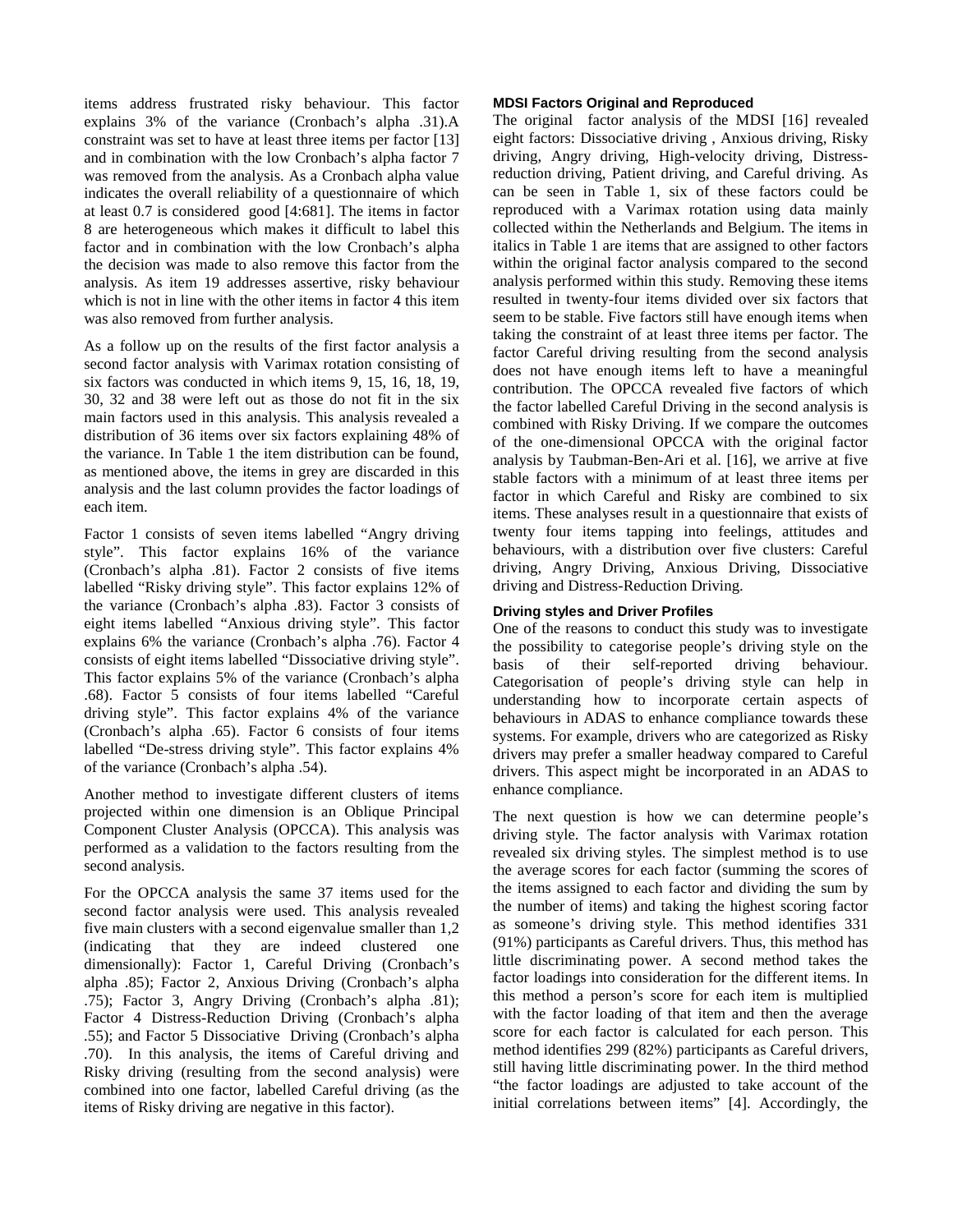items address frustrated risky behaviour. This factor explains 3% of the variance (Cronbach's alpha .31).A constraint was set to have at least three items per factor [13] and in combination with the low Cronbach's alpha factor 7 was removed from the analysis. As a Cronbach alpha value indicates the overall reliability of a questionnaire of which at least 0.7 is considered good [4:681]. The items in factor 8 are heterogeneous which makes it difficult to label this factor and in combination with the low Cronbach's alpha the decision was made to also remove this factor from the analysis. As item 19 addresses assertive, risky behaviour which is not in line with the other items in factor 4 this item was also removed from further analysis.

As a follow up on the results of the first factor analysis a second factor analysis with Varimax rotation consisting of six factors was conducted in which items 9, 15, 16, 18, 19, 30, 32 and 38 were left out as those do not fit in the six main factors used in this analysis. This analysis revealed a distribution of 36 items over six factors explaining 48% of the variance. In Table 1 the item distribution can be found, as mentioned above, the items in grey are discarded in this analysis and the last column provides the factor loadings of each item.

Factor 1 consists of seven items labelled "Angry driving style". This factor explains 16% of the variance (Cronbach's alpha .81). Factor 2 consists of five items labelled "Risky driving style". This factor explains 12% of the variance (Cronbach's alpha .83). Factor 3 consists of eight items labelled "Anxious driving style". This factor explains 6% the variance (Cronbach's alpha .76). Factor 4 consists of eight items labelled "Dissociative driving style". This factor explains 5% of the variance (Cronbach's alpha .68). Factor 5 consists of four items labelled "Careful driving style". This factor explains 4% of the variance (Cronbach's alpha .65). Factor 6 consists of four items labelled "De-stress driving style". This factor explains 4% of the variance (Cronbach's alpha .54).

Another method to investigate different clusters of items projected within one dimension is an Oblique Principal Component Cluster Analysis (OPCCA). This analysis was performed as a validation to the factors resulting from the second analysis.

For the OPCCA analysis the same 37 items used for the second factor analysis were used. This analysis revealed five main clusters with a second eigenvalue smaller than 1,2 (indicating that they are indeed clustered one dimensionally): Factor 1, Careful Driving (Cronbach's alpha .85); Factor 2, Anxious Driving (Cronbach's alpha .75); Factor 3, Angry Driving (Cronbach's alpha .81); Factor 4 Distress-Reduction Driving (Cronbach's alpha .55); and Factor 5 Dissociative Driving (Cronbach's alpha .70). In this analysis, the items of Careful driving and Risky driving (resulting from the second analysis) were combined into one factor, labelled Careful driving (as the items of Risky driving are negative in this factor).

#### MDSI Factors Original and Reproduced

The original factor analysis of the MDSI [16] revealed eight factors: Dissociative driving , Anxious driving, Risky driving, Angry driving, High-velocity driving, Distress-reduction driving, Patient driving, and Careful driving. As can be seen in Table 1, six of these factors could be reproduced with a Varimax rotation using data mainly collected within the Netherlands and Belgium. The items in italics in Table 1 are items that are assigned to other factors within the original factor analysis compared to the second analysis performed within this study. Removing these items resulted in twenty-four items divided over six factors that seem to be stable. Five factors still have enough items when taking the constraint of at least three items per factor. The factor Careful driving resulting from the second analysis does not have enough items left to have a meaningful contribution. The OPCCA revealed five factors of which the factor labelled Careful Driving in the second analysis is combined with Risky Driving. If we compare the outcomes of the one-dimensional OPCCA with the original factor analysis by Taubman-Ben-Ari et al. [16], we arrive at five stable factors with a minimum of at least three items per factor in which Careful and Risky are combined to six items. These analyses result in a questionnaire that exists of twenty four items tapping into feelings, attitudes and behaviours, with a distribution over five clusters: Careful driving, Angry Driving, Anxious Driving, Dissociative driving and Distress-Reduction Driving.

#### Driving styles and Driver Profiles

One of the reasons to conduct this study was to investigate the possibility to categorise people's driving style on the basis of their self-reported driving behaviour. Categorisation of people's driving style can help in understanding how to incorporate certain aspects of behaviours in ADAS to enhance compliance towards these systems. For example, drivers who are categorized as Risky drivers may prefer a smaller headway compared to Careful drivers. This aspect might be incorporated in an ADAS to enhance compliance.

The next question is how we can determine people's driving style. The factor analysis with Varimax rotation revealed six driving styles. The simplest method is to use the average scores for each factor (summing the scores of the items assigned to each factor and dividing the sum by the number of items) and taking the highest scoring factor as someone's driving style. This method identifies 331 (91%) participants as Careful drivers. Thus, this method has little discriminating power. A second method takes the factor loadings into consideration for the different items. In this method a person's score for each item is multiplied with the factor loading of that item and then the average score for each factor is calculated for each person. This method identifies 299 (82%) participants as Careful drivers, still having little discriminating power. In the third method "the factor loadings are adjusted to take account of the initial correlations between items" [4]. Accordingly, the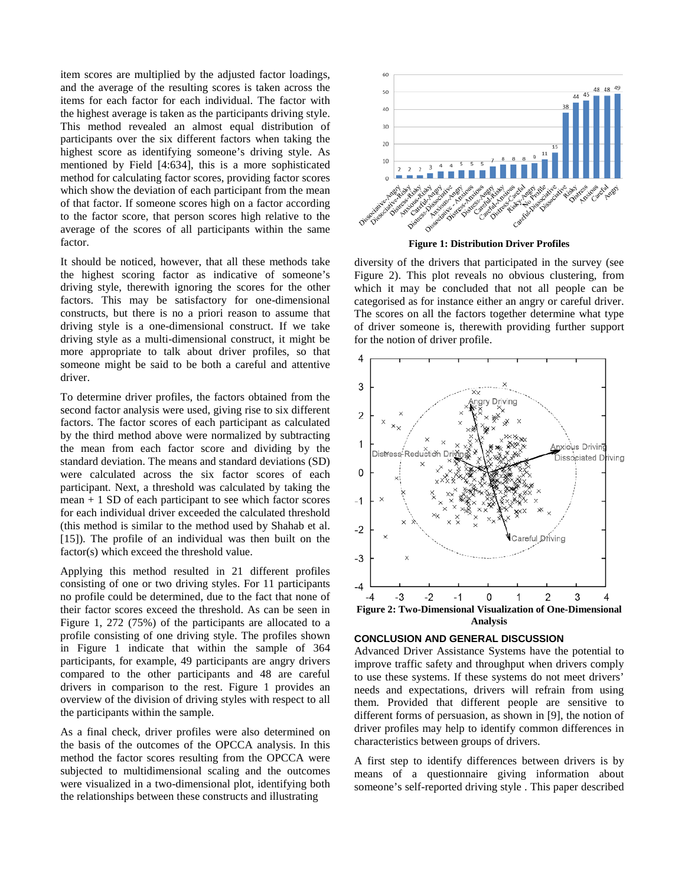item scores are multiplied by the adjusted factor loadings, and the average of the resulting scores is taken across the items for each factor for each individual. The factor with the highest average is taken as the participants driving style. This method revealed an almost equal distribution of participants over the six different factors when taking the highest score as identifying someone's driving style. As mentioned by Field [4:634], this is a more sophisticated method for calculating factor scores, providing factor scores which show the deviation of each participant from the mean of that factor. If someone scores high on a factor according to the factor score, that person scores high relative to the average of the scores of all participants within the same factor.

It should be noticed, however, that all these methods take the highest scoring factor as indicative of someone's driving style, therewith ignoring the scores for the other factors. This may be satisfactory for one-dimensional constructs, but there is no a priori reason to assume that driving style is a one-dimensional construct. If we take driving style as a multi-dimensional construct, it might be more appropriate to talk about driver profiles, so that someone might be said to be both a careful and attentive driver.

To determine driver profiles, the factors obtained from the second factor analysis were used, giving rise to six different factors. The factor scores of each participant as calculated by the third method above were normalized by subtracting the mean from each factor score and dividing by the standard deviation. The means and standard deviations (SD) were calculated across the six factor scores of each participant. Next, a threshold was calculated by taking the mean + 1 SD of each participant to see which factor scores for each individual driver exceeded the calculated threshold (this method is similar to the method used by Shahab et al. [15]). The profile of an individual was then built on the factor(s) which exceed the threshold value.

Applying this method resulted in 21 different profiles consisting of one or two driving styles. For 11 participants no profile could be determined, due to the fact that none of their factor scores exceed the threshold. As can be seen in Figure 1, 272 (75%) of the participants are allocated to a profile consisting of one driving style. The profiles shown in Figure 1 indicate that within the sample of 364 participants, for example, 49 participants are angry drivers compared to the other participants and 48 are careful drivers in comparison to the rest. Figure 1 provides an overview of the division of driving styles with respect to all the participants within the sample.

As a final check, driver profiles were also determined on the basis of the outcomes of the OPCCA analysis. In this method the factor scores resulting from the OPCCA were subjected to multidimensional scaling and the outcomes were visualized in a two-dimensional plot, identifying both the relationships between these constructs and illustrating

**Figure 1: Distribution Driver Profiles**

diversity of the drivers that participated in the survey (see Figure 2). This plot reveals no obvious clustering, from which it may be concluded that not all people can be categorised as for instance either an angry or careful driver. The scores on all the factors together determine what type of driver someone is, therewith providing further support for the notion of driver profile.

**Figure 2: Two-Dimensional Visualization of One-Dimensional Analysis**

## CONCLUSION AND GENERAL DISCUSSION

Advanced Driver Assistance Systems have the potential to improve traffic safety and throughput when drivers comply to use these systems. If these systems do not meet drivers' needs and expectations, drivers will refrain from using them. Provided that different people are sensitive to different forms of persuasion, as shown in [9], the notion of driver profiles may help to identify common differences in characteristics between groups of drivers.

A first step to identify differences between drivers is by means of a questionnaire giving information about someone's self-reported driving style . This paper described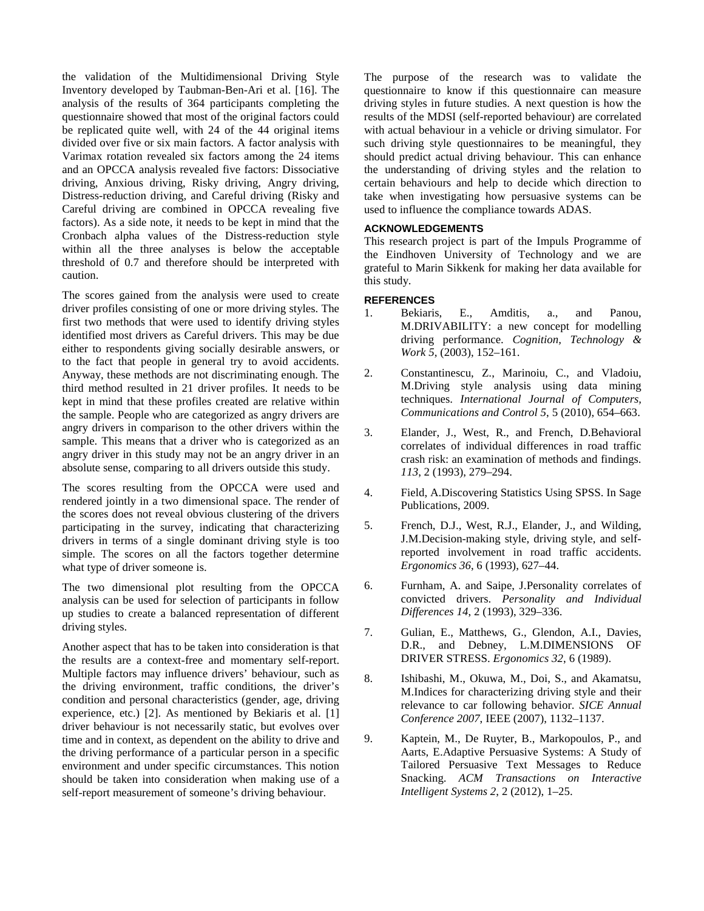the validation of the Multidimensional Driving Style Inventory developed by Taubman-Ben-Ari et al. [16]. The analysis of the results of 364 participants completing the questionnaire showed that most of the original factors could be replicated quite well, with 24 of the 44 original items divided over five or six main factors. A factor analysis with Varimax rotation revealed six factors among the 24 items and an OPCCA analysis revealed five factors: Dissociative driving, Anxious driving, Risky driving, Angry driving, Distress-reduction driving, and Careful driving (Risky and Careful driving are combined in OPCCA revealing five factors). As a side note, it needs to be kept in mind that the Cronbach alpha values of the Distress-reduction style within all the three analyses is below the acceptable threshold of 0.7 and therefore should be interpreted with caution.

The scores gained from the analysis were used to create driver profiles consisting of one or more driving styles. The first two methods that were used to identify driving styles identified most drivers as Careful drivers. This may be due either to respondents giving socially desirable answers, or to the fact that people in general try to avoid accidents. Anyway, these methods are not discriminating enough. The third method resulted in 21 driver profiles. It needs to be kept in mind that these profiles created are relative within the sample. People who are categorized as angry drivers are angry drivers in comparison to the other drivers within the sample. This means that a driver who is categorized as an angry driver in this study may not be an angry driver in an absolute sense, comparing to all drivers outside this study.

The scores resulting from the OPCCA were used and rendered jointly in a two dimensional space. The render of the scores does not reveal obvious clustering of the drivers participating in the survey, indicating that characterizing drivers in terms of a single dominant driving style is too simple. The scores on all the factors together determine what type of driver someone is.

The two dimensional plot resulting from the OPCCA analysis can be used for selection of participants in follow up studies to create a balanced representation of different driving styles.

Another aspect that has to be taken into consideration is that the results are a context-free and momentary self-report. Multiple factors may influence drivers' behaviour, such as the driving environment, traffic conditions, the driver's condition and personal characteristics (gender, age, driving experience, etc.) [2]. As mentioned by Bekiaris et al. [1] driver behaviour is not necessarily static, but evolves over time and in context, as dependent on the ability to drive and the driving performance of a particular person in a specific environment and under specific circumstances. This notion should be taken into consideration when making use of a self-report measurement of someone's driving behaviour.

The purpose of the research was to validate the questionnaire to know if this questionnaire can measure driving styles in future studies. A next question is how the results of the MDSI (self-reported behaviour) are correlated with actual behaviour in a vehicle or driving simulator. For such driving style questionnaires to be meaningful, they should predict actual driving behaviour. This can enhance the understanding of driving styles and the relation to certain behaviours and help to decide which direction to take when investigating how persuasive systems can be used to influence the compliance towards ADAS.

## ACKNOWLEDGEMENTS

This research project is part of the Impuls Programme of the Eindhoven University of Technology and we are grateful to Marin Sikkenk for making her data available for this study.

## REFERENCES

1. Bekiaris, E., Amditis, a., and Panou, M.DRIVABILITY: a new concept for modelling driving performance. *Cognition, Technology & Work 5*, (2003), 152–161.
2. Constantinescu, Z., Marinoiu, C., and Vladoiu, M.Driving style analysis using data mining techniques. *International Journal of Computers, Communications and Control 5*, 5 (2010), 654–663.
3. Elander, J., West, R., and French, D.Behavioral correlates of individual differences in road traffic crash risk: an examination of methods and findings. *113*, 2 (1993), 279–294.
4. Field, A.Discovering Statistics Using SPSS. In Sage Publications, 2009.
5. French, D.J., West, R.J., Elander, J., and Wilding, J.M.Decision-making style, driving style, and self-reported involvement in road traffic accidents. *Ergonomics 36*, 6 (1993), 627–44.
6. Furnham, A. and Saipe, J.Personality correlates of convicted drivers. *Personality and Individual Differences 14*, 2 (1993), 329–336.
7. Gulian, E., Matthews, G., Glendon, A.I., Davies, D.R., and Debney, L.M.DIMENSIONS OF DRIVER STRESS. *Ergonomics 32*, 6 (1989).
8. Ishibashi, M., Okuwa, M., Doi, S., and Akamatsu, M.Indices for characterizing driving style and their relevance to car following behavior. *SICE Annual Conference 2007*, IEEE (2007), 1132–1137.
9. Kaptein, M., De Ruyter, B., Markopoulos, P., and Aarts, E.Adaptive Persuasive Systems: A Study of Tailored Persuasive Text Messages to Reduce Snacking. *ACM Transactions on Interactive Intelligent Systems 2*, 2 (2012), 1–25.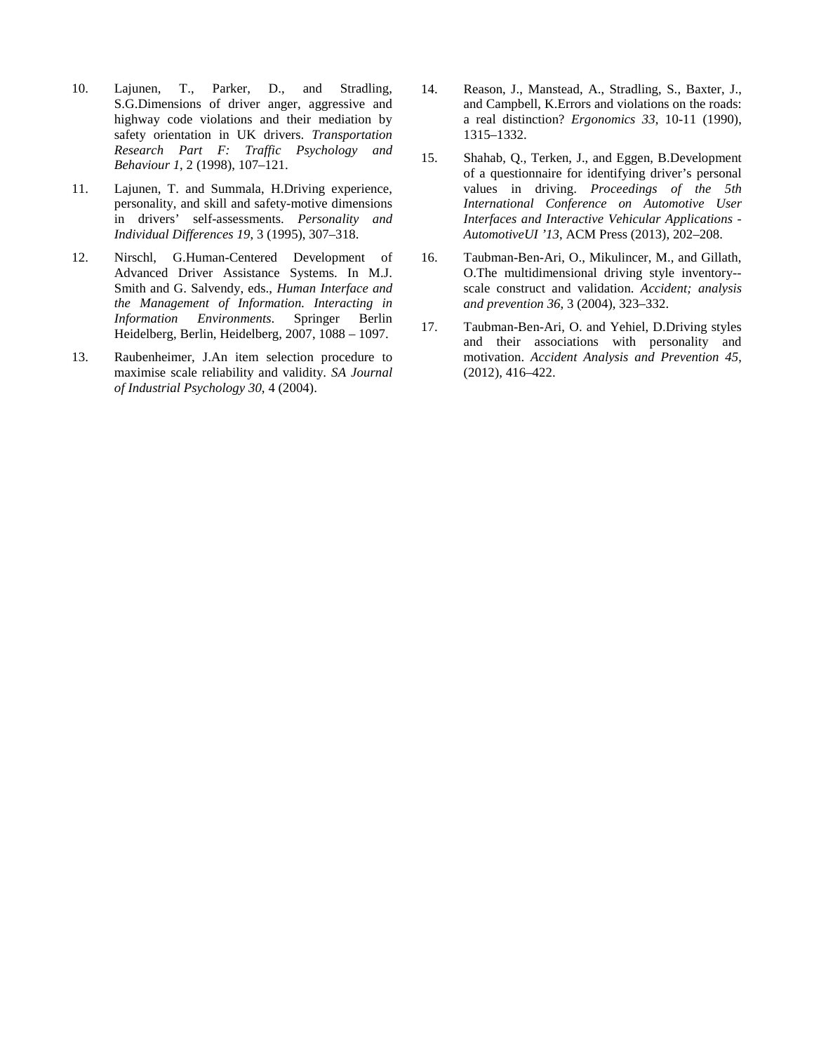10. Lajunen, T., Parker, D., and Stradling, S.G.Dimensions of driver anger, aggressive and highway code violations and their mediation by safety orientation in UK drivers. *Transportation Research Part F: Traffic Psychology and Behaviour 1*, 2 (1998), 107–121.

11. Lajunen, T. and Summala, H.Driving experience, personality, and skill and safety-motive dimensions in drivers' self-assessments. *Personality and Individual Differences 19*, 3 (1995), 307–318.

12. Nirschl, G.Human-Centered Development of Advanced Driver Assistance Systems. In M.J. Smith and G. Salvendy, eds., *Human Interface and the Management of Information. Interacting in Information Environments*. Springer Berlin Heidelberg, Berlin, Heidelberg, 2007, 1088 – 1097.

13. Raubenheimer, J.An item selection procedure to maximise scale reliability and validity. *SA Journal of Industrial Psychology 30*, 4 (2004).

14. Reason, J., Manstead, A., Stradling, S., Baxter, J., and Campbell, K.Errors and violations on the roads: a real distinction? *Ergonomics 33*, 10-11 (1990), 1315–1332.

15. Shahab, Q., Terken, J., and Eggen, B.Development of a questionnaire for identifying driver's personal values in driving. *Proceedings of the 5th International Conference on Automotive User Interfaces and Interactive Vehicular Applications - AutomotiveUI '13*, ACM Press (2013), 202–208.

16. Taubman-Ben-Ari, O., Mikulincer, M., and Gillath, O.The multidimensional driving style inventory--scale construct and validation. *Accident; analysis and prevention 36*, 3 (2004), 323–332.

17. Taubman-Ben-Ari, O. and Yehiel, D.Driving styles and their associations with personality and motivation. *Accident Analysis and Prevention 45*, (2012), 416–422.